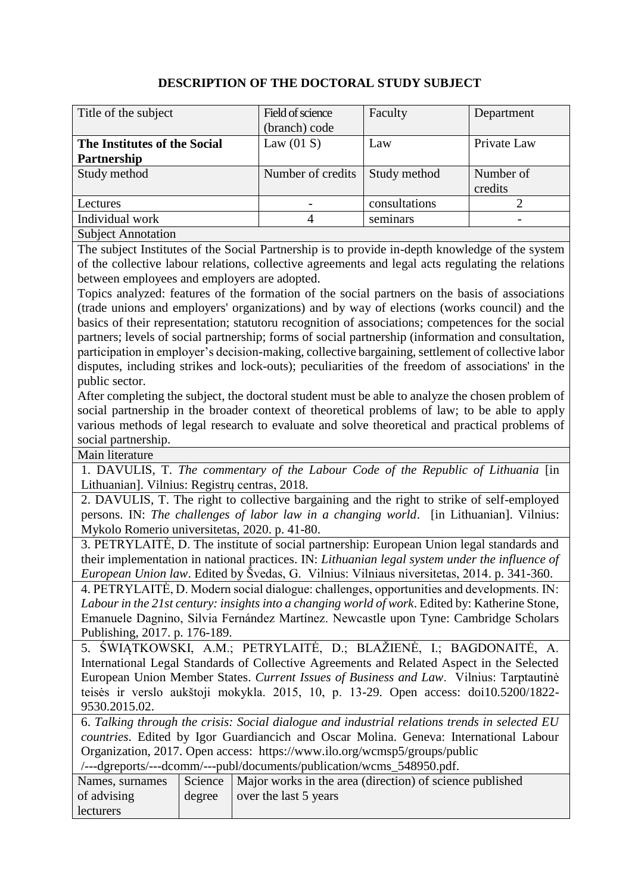# DESCRIPTION OF THE DOCTORAL STUDY SUBJECT

| Title of the subject | Field of science (branch) code | Faculty | Department |
|---|---|---|---|
| **The Institutes of the Social Partnership** | Law (01 S) | Law | Private Law |
| Study method | Number of credits | Study method | Number of credits |
| Lectures | - | consultations | 2 |
| Individual work | 4 | seminars | - |

**Subject Annotation**

The subject Institutes of the Social Partnership is to provide in-depth knowledge of the system of the collective labour relations, collective agreements and legal acts regulating the relations between employees and employers are adopted.

Topics analyzed: features of the formation of the social partners on the basis of associations (trade unions and employers' organizations) and by way of elections (works council) and the basics of their representation; statutoru recognition of associations; competences for the social partners; levels of social partnership; forms of social partnership (information and consultation, participation in employer's decision-making, collective bargaining, settlement of collective labor disputes, including strikes and lock-outs); peculiarities of the freedom of associations' in the public sector.

After completing the subject, the doctoral student must be able to analyze the chosen problem of social partnership in the broader context of theoretical problems of law; to be able to apply various methods of legal research to evaluate and solve theoretical and practical problems of social partnership.

**Main literature**

1. DAVULIS, T. *The commentary of the Labour Code of the Republic of Lithuania* [in Lithuanian]. Vilnius: Registrų centras, 2018.
2. DAVULIS, T. The right to collective bargaining and the right to strike of self-employed persons. IN: *The challenges of labor law in a changing world*. [in Lithuanian]. Vilnius: Mykolo Romerio universitetas, 2020. p. 41-80.
3. PETRYLAITĖ, D. The institute of social partnership: European Union legal standards and their implementation in national practices. IN: *Lithuanian legal system under the influence of European Union law*. Edited by Švedas, G. Vilnius: Vilniaus niversitetas, 2014. p. 341-360.
4. PETRYLAITĖ, D. Modern social dialogue: challenges, opportunities and developments. IN: *Labour in the 21st century: insights into a changing world of work*. Edited by: Katherine Stone, Emanuele Dagnino, Silvia Fernández Martínez. Newcastle upon Tyne: Cambridge Scholars Publishing, 2017. p. 176-189.
5. ŚWIĄTKOWSKI, A.M.; PETRYLAITĖ, D.; BLAŽIENĖ, I.; BAGDONAITĖ, A. International Legal Standards of Collective Agreements and Related Aspect in the Selected European Union Member States. *Current Issues of Business and Law*. Vilnius: Tarptautinė teisės ir verslo aukštoji mokykla. 2015, 10, p. 13-29. Open access: doi10.5200/1822-9530.2015.02.
6. *Talking through the crisis: Social dialogue and industrial relations trends in selected EU countries*. Edited by Igor Guardiancich and Oscar Molina. Geneva: International Labour Organization, 2017. Open access: https://www.ilo.org/wcmsp5/groups/public/---dgreports/---dcomm/---publ/documents/publication/wcms_548950.pdf.

| Names, surnames of advising lecturers | Science degree | Major works in the area (direction) of science published over the last 5 years |
|---|---|---|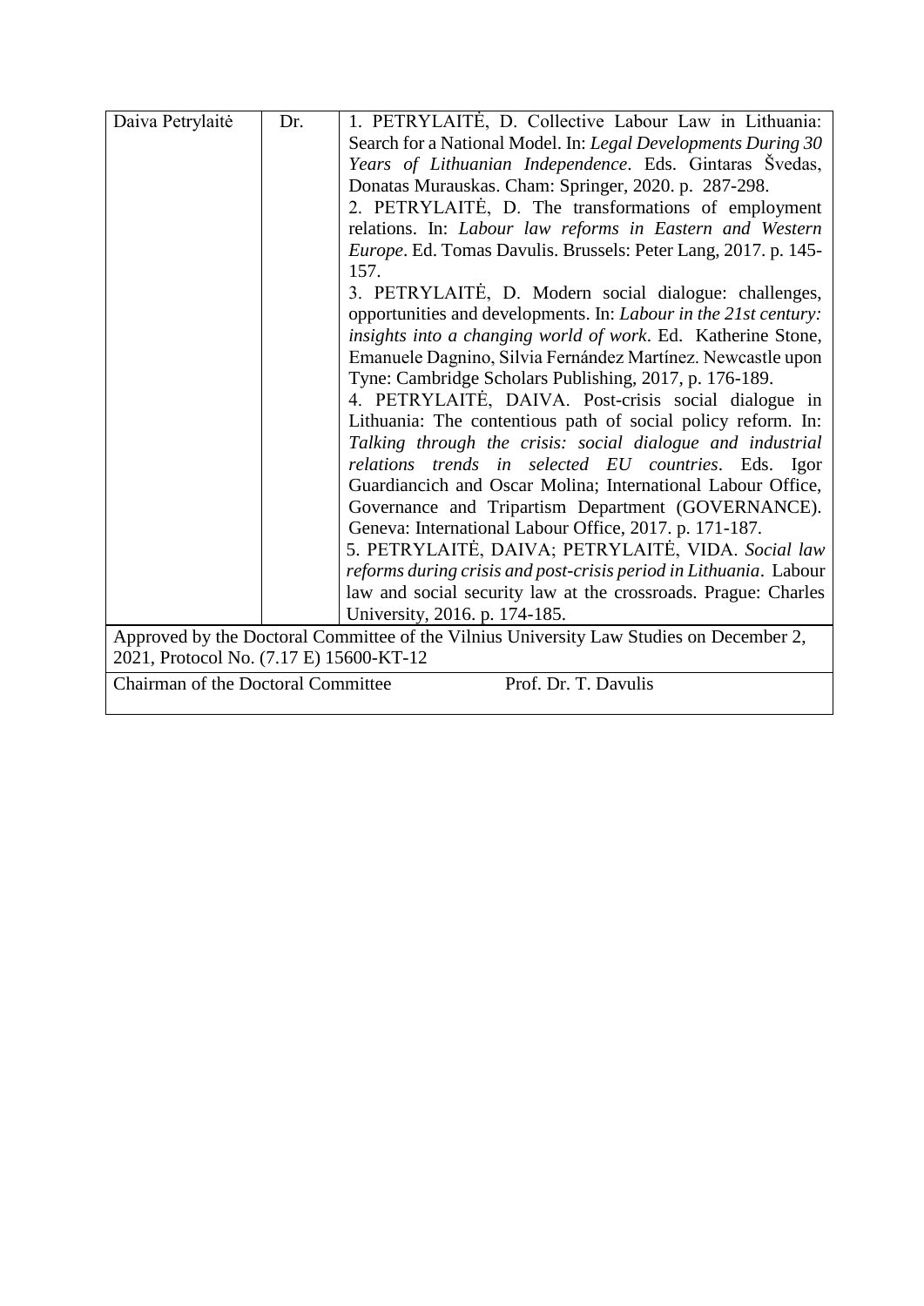| | | |
|---|---|---|
| Daiva Petrylaitė | Dr. | 1. PETRYLAITĖ, D. Collective Labour Law in Lithuania: Search for a National Model. In: *Legal Developments During 30 Years of Lithuanian Independence*. Eds. Gintaras Švedas, Donatas Murauskas. Cham: Springer, 2020. p. 287-298.<br>2. PETRYLAITĖ, D. The transformations of employment relations. In: *Labour law reforms in Eastern and Western Europe*. Ed. Tomas Davulis. Brussels: Peter Lang, 2017. p. 145-157.<br>3. PETRYLAITĖ, D. Modern social dialogue: challenges, opportunities and developments. In: *Labour in the 21st century: insights into a changing world of work*. Ed. Katherine Stone, Emanuele Dagnino, Silvia Fernández Martínez. Newcastle upon Tyne: Cambridge Scholars Publishing, 2017, p. 176-189.<br>4. PETRYLAITĖ, DAIVA. Post-crisis social dialogue in Lithuania: The contentious path of social policy reform. In: *Talking through the crisis: social dialogue and industrial relations trends in selected EU countries*. Eds. Igor Guardiancich and Oscar Molina; International Labour Office, Governance and Tripartism Department (GOVERNANCE). Geneva: International Labour Office, 2017. p. 171-187.<br>5. PETRYLAITĖ, DAIVA; PETRYLAITĖ, VIDA. *Social law reforms during crisis and post-crisis period in Lithuania*. Labour law and social security law at the crossroads. Prague: Charles University, 2016. p. 174-185. |
| Approved by the Doctoral Committee of the Vilnius University Law Studies on December 2, 2021, Protocol No. (7.17 E) 15600-KT-12 | | |
| Chairman of the Doctoral Committee | | Prof. Dr. T. Davulis |